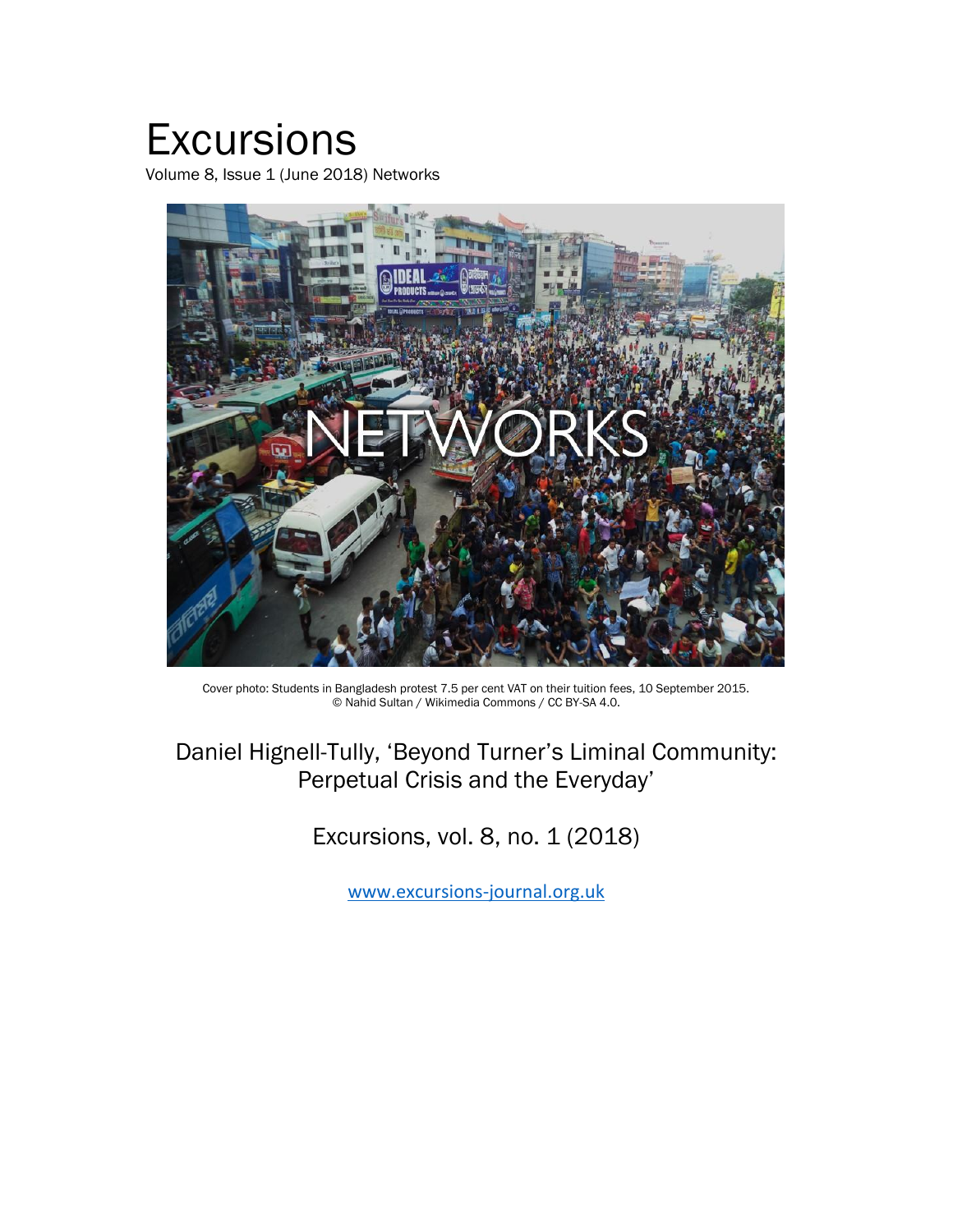# Excursions

Volume 8, Issue 1 (June 2018) Networks

Cover photo: Students in Bangladesh protest 7.5 per cent VAT on their tuition fees, 10 September 2015.
© Nahid Sultan / Wikimedia Commons / CC BY-SA 4.0.

Daniel Hignell-Tully, 'Beyond Turner's Liminal Community: Perpetual Crisis and the Everyday'

Excursions, vol. 8, no. 1 (2018)

www.excursions-journal.org.uk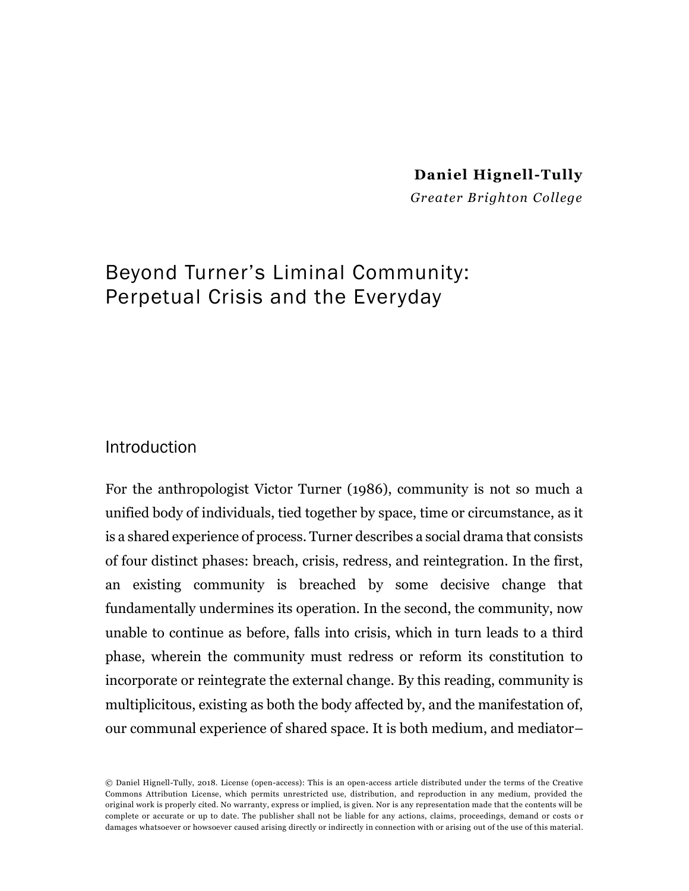**Daniel Hignell-Tully**

*Greater Brighton College*

# Beyond Turner's Liminal Community: Perpetual Crisis and the Everyday

## Introduction

For the anthropologist Victor Turner (1986), community is not so much a unified body of individuals, tied together by space, time or circumstance, as it is a shared experience of process. Turner describes a social drama that consists of four distinct phases: breach, crisis, redress, and reintegration. In the first, an existing community is breached by some decisive change that fundamentally undermines its operation. In the second, the community, now unable to continue as before, falls into crisis, which in turn leads to a third phase, wherein the community must redress or reform its constitution to incorporate or reintegrate the external change. By this reading, community is multiplicitous, existing as both the body affected by, and the manifestation of, our communal experience of shared space. It is both medium, and mediator–

© Daniel Hignell-Tully, 2018. License (open-access): This is an open-access article distributed under the terms of the Creative Commons Attribution License, which permits unrestricted use, distribution, and reproduction in any medium, provided the original work is properly cited. No warranty, express or implied, is given. Nor is any representation made that the contents will be complete or accurate or up to date. The publisher shall not be liable for any actions, claims, proceedings, demand or costs or damages whatsoever or howsoever caused arising directly or indirectly in connection with or arising out of the use of this material.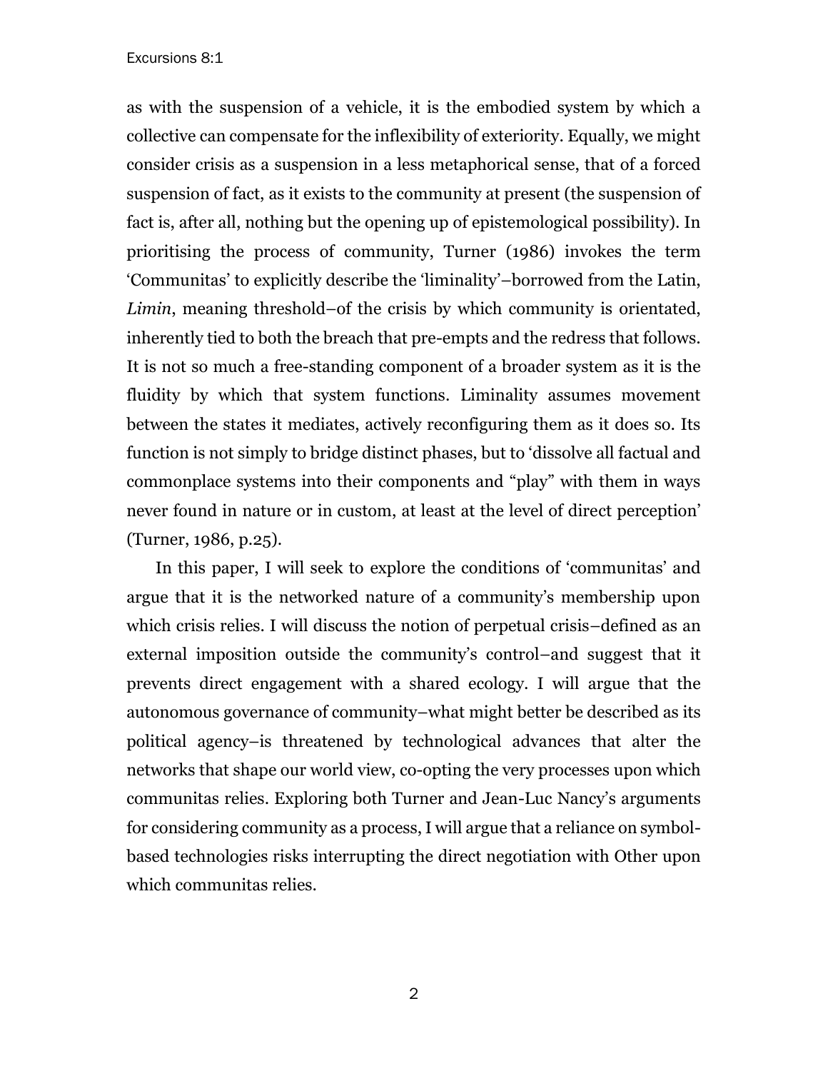as with the suspension of a vehicle, it is the embodied system by which a collective can compensate for the inflexibility of exteriority. Equally, we might consider crisis as a suspension in a less metaphorical sense, that of a forced suspension of fact, as it exists to the community at present (the suspension of fact is, after all, nothing but the opening up of epistemological possibility). In prioritising the process of community, Turner (1986) invokes the term 'Communitas' to explicitly describe the 'liminality'–borrowed from the Latin, *Limin*, meaning threshold–of the crisis by which community is orientated, inherently tied to both the breach that pre-empts and the redress that follows. It is not so much a free-standing component of a broader system as it is the fluidity by which that system functions. Liminality assumes movement between the states it mediates, actively reconfiguring them as it does so. Its function is not simply to bridge distinct phases, but to 'dissolve all factual and commonplace systems into their components and "play" with them in ways never found in nature or in custom, at least at the level of direct perception' (Turner, 1986, p.25).

In this paper, I will seek to explore the conditions of 'communitas' and argue that it is the networked nature of a community's membership upon which crisis relies. I will discuss the notion of perpetual crisis–defined as an external imposition outside the community's control–and suggest that it prevents direct engagement with a shared ecology. I will argue that the autonomous governance of community–what might better be described as its political agency–is threatened by technological advances that alter the networks that shape our world view, co-opting the very processes upon which communitas relies. Exploring both Turner and Jean-Luc Nancy's arguments for considering community as a process, I will argue that a reliance on symbol-based technologies risks interrupting the direct negotiation with Other upon which communitas relies.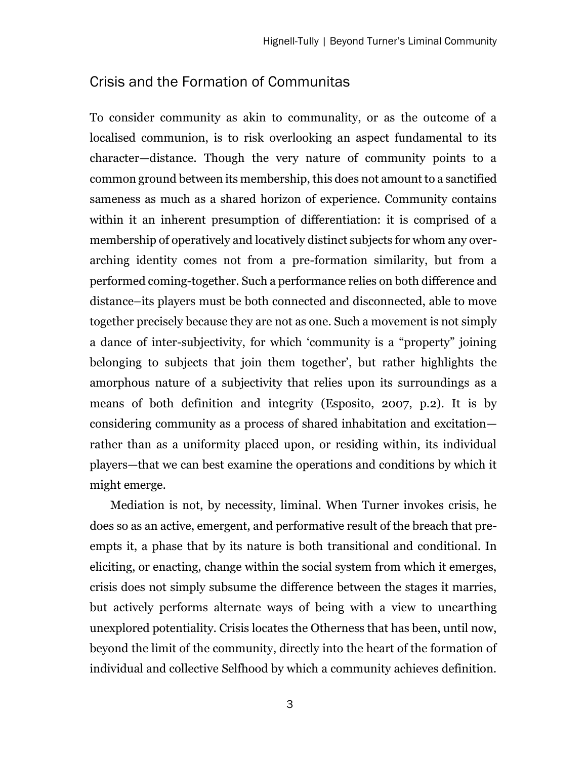## Crisis and the Formation of Communitas

To consider community as akin to communality, or as the outcome of a localised communion, is to risk overlooking an aspect fundamental to its character—distance. Though the very nature of community points to a common ground between its membership, this does not amount to a sanctified sameness as much as a shared horizon of experience. Community contains within it an inherent presumption of differentiation: it is comprised of a membership of operatively and locatively distinct subjects for whom any over-arching identity comes not from a pre-formation similarity, but from a performed coming-together. Such a performance relies on both difference and distance–its players must be both connected and disconnected, able to move together precisely because they are not as one. Such a movement is not simply a dance of inter-subjectivity, for which 'community is a "property" joining belonging to subjects that join them together', but rather highlights the amorphous nature of a subjectivity that relies upon its surroundings as a means of both definition and integrity (Esposito, 2007, p.2). It is by considering community as a process of shared inhabitation and excitation—rather than as a uniformity placed upon, or residing within, its individual players—that we can best examine the operations and conditions by which it might emerge.

Mediation is not, by necessity, liminal. When Turner invokes crisis, he does so as an active, emergent, and performative result of the breach that pre-empts it, a phase that by its nature is both transitional and conditional. In eliciting, or enacting, change within the social system from which it emerges, crisis does not simply subsume the difference between the stages it marries, but actively performs alternate ways of being with a view to unearthing unexplored potentiality. Crisis locates the Otherness that has been, until now, beyond the limit of the community, directly into the heart of the formation of individual and collective Selfhood by which a community achieves definition.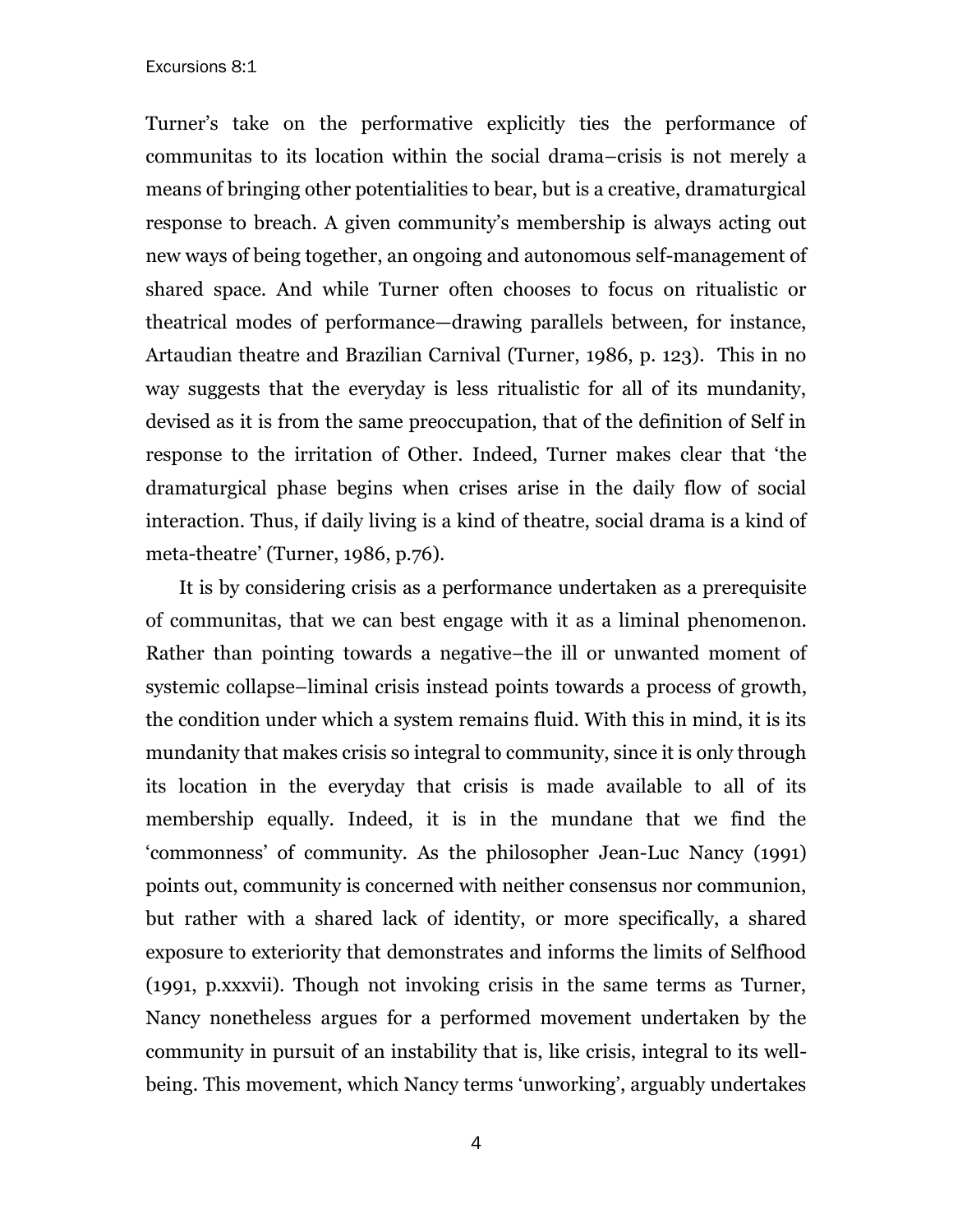Turner's take on the performative explicitly ties the performance of communitas to its location within the social drama–crisis is not merely a means of bringing other potentialities to bear, but is a creative, dramaturgical response to breach. A given community's membership is always acting out new ways of being together, an ongoing and autonomous self-management of shared space. And while Turner often chooses to focus on ritualistic or theatrical modes of performance—drawing parallels between, for instance, Artaudian theatre and Brazilian Carnival (Turner, 1986, p. 123). This in no way suggests that the everyday is less ritualistic for all of its mundanity, devised as it is from the same preoccupation, that of the definition of Self in response to the irritation of Other. Indeed, Turner makes clear that 'the dramaturgical phase begins when crises arise in the daily flow of social interaction. Thus, if daily living is a kind of theatre, social drama is a kind of meta-theatre' (Turner, 1986, p.76).

It is by considering crisis as a performance undertaken as a prerequisite of communitas, that we can best engage with it as a liminal phenomenon. Rather than pointing towards a negative–the ill or unwanted moment of systemic collapse–liminal crisis instead points towards a process of growth, the condition under which a system remains fluid. With this in mind, it is its mundanity that makes crisis so integral to community, since it is only through its location in the everyday that crisis is made available to all of its membership equally. Indeed, it is in the mundane that we find the 'commonness' of community. As the philosopher Jean-Luc Nancy (1991) points out, community is concerned with neither consensus nor communion, but rather with a shared lack of identity, or more specifically, a shared exposure to exteriority that demonstrates and informs the limits of Selfhood (1991, p.xxxvii). Though not invoking crisis in the same terms as Turner, Nancy nonetheless argues for a performed movement undertaken by the community in pursuit of an instability that is, like crisis, integral to its well-being. This movement, which Nancy terms 'unworking', arguably undertakes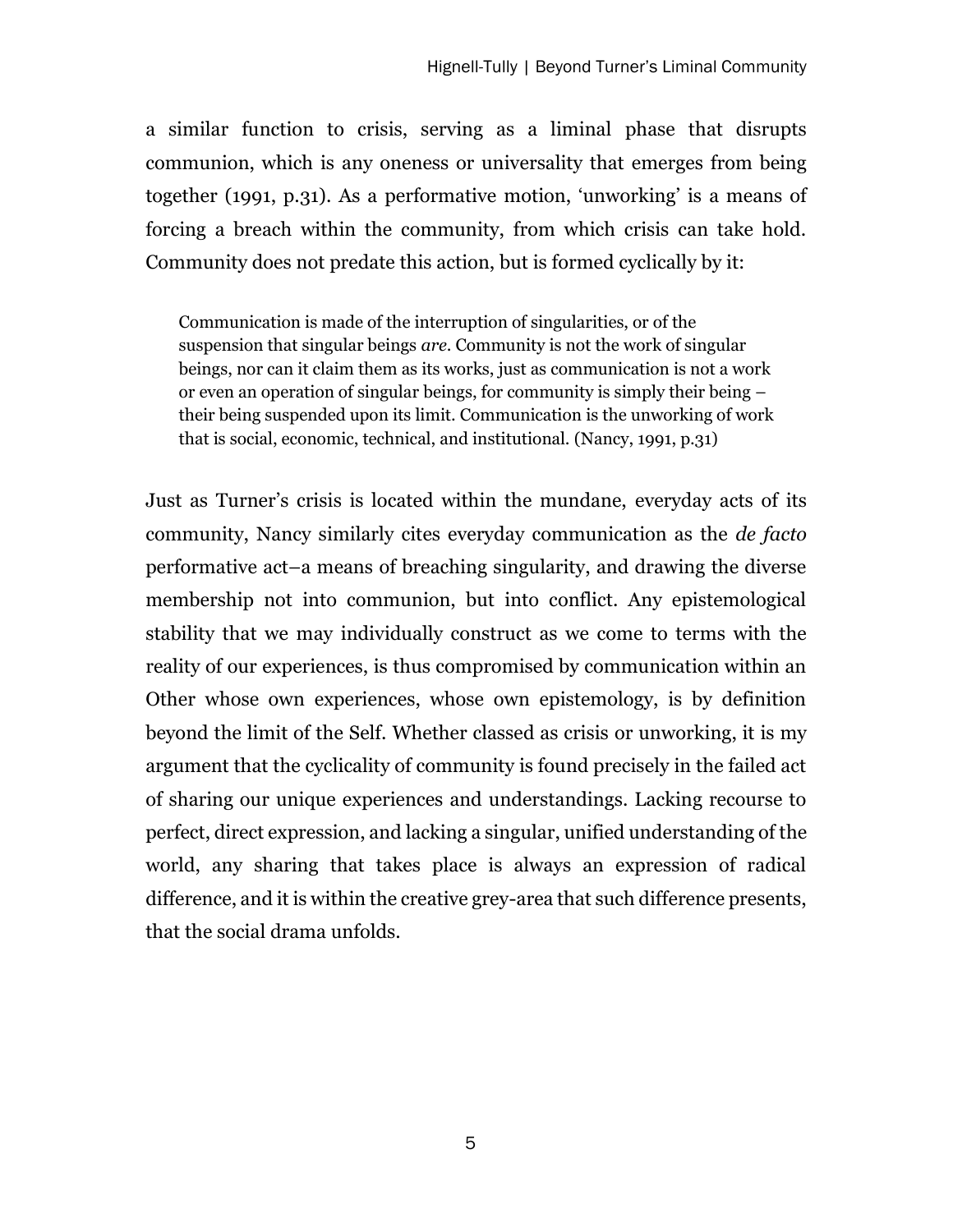a similar function to crisis, serving as a liminal phase that disrupts communion, which is any oneness or universality that emerges from being together (1991, p.31). As a performative motion, 'unworking' is a means of forcing a breach within the community, from which crisis can take hold. Community does not predate this action, but is formed cyclically by it:

> Communication is made of the interruption of singularities, or of the suspension that singular beings *are*. Community is not the work of singular beings, nor can it claim them as its works, just as communication is not a work or even an operation of singular beings, for community is simply their being – their being suspended upon its limit. Communication is the unworking of work that is social, economic, technical, and institutional. (Nancy, 1991, p.31)

Just as Turner's crisis is located within the mundane, everyday acts of its community, Nancy similarly cites everyday communication as the *de facto* performative act–a means of breaching singularity, and drawing the diverse membership not into communion, but into conflict. Any epistemological stability that we may individually construct as we come to terms with the reality of our experiences, is thus compromised by communication within an Other whose own experiences, whose own epistemology, is by definition beyond the limit of the Self. Whether classed as crisis or unworking, it is my argument that the cyclicality of community is found precisely in the failed act of sharing our unique experiences and understandings. Lacking recourse to perfect, direct expression, and lacking a singular, unified understanding of the world, any sharing that takes place is always an expression of radical difference, and it is within the creative grey-area that such difference presents, that the social drama unfolds.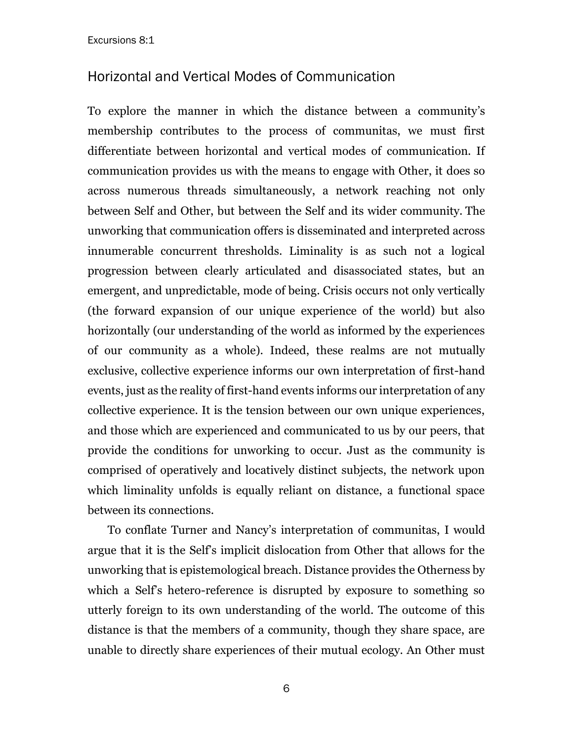## Horizontal and Vertical Modes of Communication

To explore the manner in which the distance between a community's membership contributes to the process of communitas, we must first differentiate between horizontal and vertical modes of communication. If communication provides us with the means to engage with Other, it does so across numerous threads simultaneously, a network reaching not only between Self and Other, but between the Self and its wider community. The unworking that communication offers is disseminated and interpreted across innumerable concurrent thresholds. Liminality is as such not a logical progression between clearly articulated and disassociated states, but an emergent, and unpredictable, mode of being. Crisis occurs not only vertically (the forward expansion of our unique experience of the world) but also horizontally (our understanding of the world as informed by the experiences of our community as a whole). Indeed, these realms are not mutually exclusive, collective experience informs our own interpretation of first-hand events, just as the reality of first-hand events informs our interpretation of any collective experience. It is the tension between our own unique experiences, and those which are experienced and communicated to us by our peers, that provide the conditions for unworking to occur. Just as the community is comprised of operatively and locatively distinct subjects, the network upon which liminality unfolds is equally reliant on distance, a functional space between its connections.

To conflate Turner and Nancy's interpretation of communitas, I would argue that it is the Self's implicit dislocation from Other that allows for the unworking that is epistemological breach. Distance provides the Otherness by which a Self's hetero-reference is disrupted by exposure to something so utterly foreign to its own understanding of the world. The outcome of this distance is that the members of a community, though they share space, are unable to directly share experiences of their mutual ecology. An Other must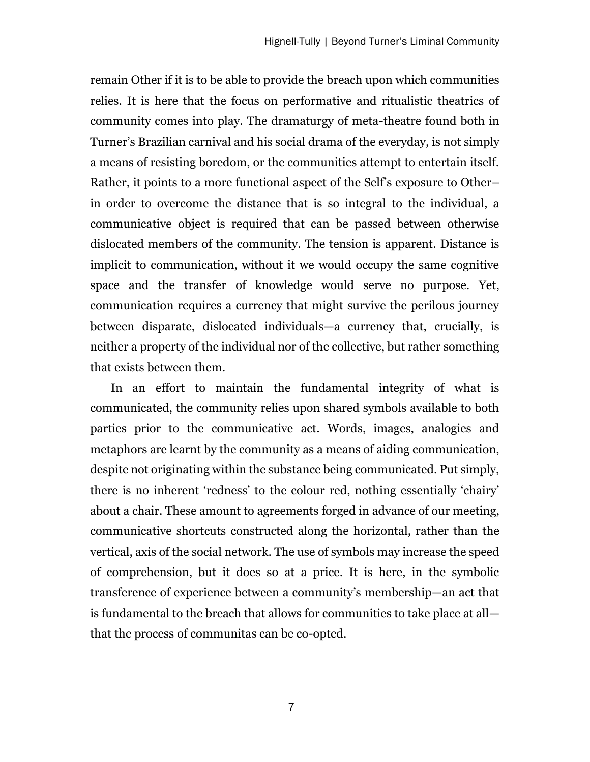remain Other if it is to be able to provide the breach upon which communities relies. It is here that the focus on performative and ritualistic theatrics of community comes into play. The dramaturgy of meta-theatre found both in Turner's Brazilian carnival and his social drama of the everyday, is not simply a means of resisting boredom, or the communities attempt to entertain itself. Rather, it points to a more functional aspect of the Self's exposure to Other– in order to overcome the distance that is so integral to the individual, a communicative object is required that can be passed between otherwise dislocated members of the community. The tension is apparent. Distance is implicit to communication, without it we would occupy the same cognitive space and the transfer of knowledge would serve no purpose. Yet, communication requires a currency that might survive the perilous journey between disparate, dislocated individuals—a currency that, crucially, is neither a property of the individual nor of the collective, but rather something that exists between them.

In an effort to maintain the fundamental integrity of what is communicated, the community relies upon shared symbols available to both parties prior to the communicative act. Words, images, analogies and metaphors are learnt by the community as a means of aiding communication, despite not originating within the substance being communicated. Put simply, there is no inherent 'redness' to the colour red, nothing essentially 'chairy' about a chair. These amount to agreements forged in advance of our meeting, communicative shortcuts constructed along the horizontal, rather than the vertical, axis of the social network. The use of symbols may increase the speed of comprehension, but it does so at a price. It is here, in the symbolic transference of experience between a community's membership—an act that is fundamental to the breach that allows for communities to take place at all— that the process of communitas can be co-opted.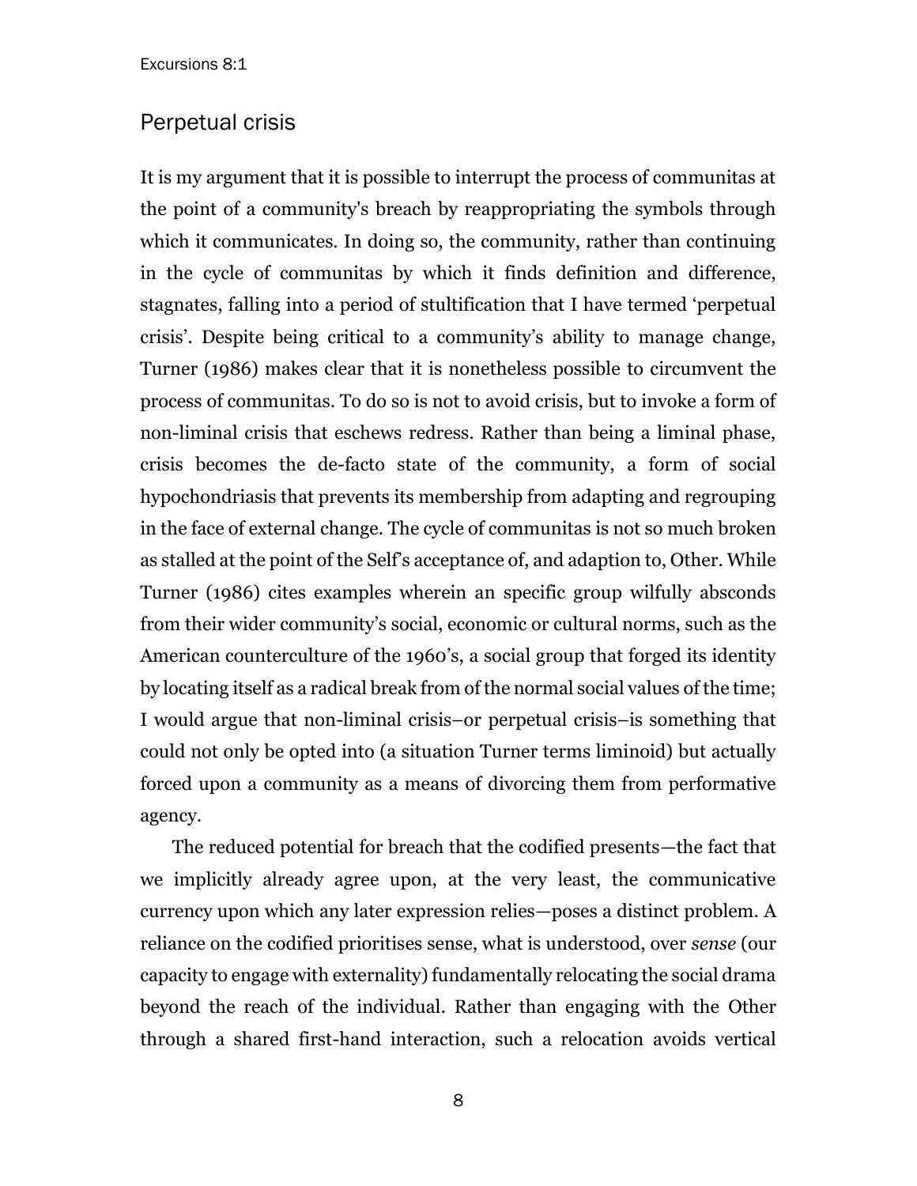## Perpetual crisis

It is my argument that it is possible to interrupt the process of communitas at the point of a community's breach by reappropriating the symbols through which it communicates. In doing so, the community, rather than continuing in the cycle of communitas by which it finds definition and difference, stagnates, falling into a period of stultification that I have termed 'perpetual crisis'. Despite being critical to a community's ability to manage change, Turner (1986) makes clear that it is nonetheless possible to circumvent the process of communitas. To do so is not to avoid crisis, but to invoke a form of non-liminal crisis that eschews redress. Rather than being a liminal phase, crisis becomes the de-facto state of the community, a form of social hypochondriasis that prevents its membership from adapting and regrouping in the face of external change. The cycle of communitas is not so much broken as stalled at the point of the Self's acceptance of, and adaption to, Other. While Turner (1986) cites examples wherein an specific group wilfully absconds from their wider community's social, economic or cultural norms, such as the American counterculture of the 1960's, a social group that forged its identity by locating itself as a radical break from of the normal social values of the time; I would argue that non-liminal crisis–or perpetual crisis–is something that could not only be opted into (a situation Turner terms liminoid) but actually forced upon a community as a means of divorcing them from performative agency.

The reduced potential for breach that the codified presents—the fact that we implicitly already agree upon, at the very least, the communicative currency upon which any later expression relies—poses a distinct problem. A reliance on the codified prioritises sense, what is understood, over *sense* (our capacity to engage with externality) fundamentally relocating the social drama beyond the reach of the individual. Rather than engaging with the Other through a shared first-hand interaction, such a relocation avoids vertical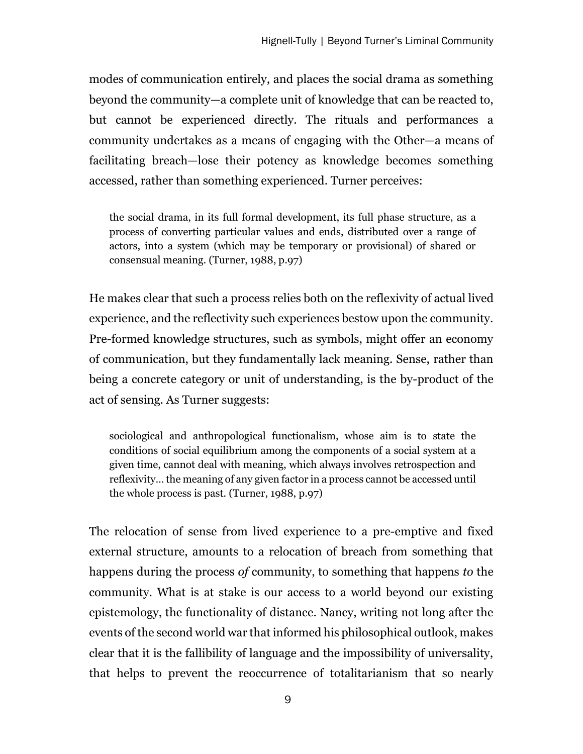modes of communication entirely, and places the social drama as something beyond the community—a complete unit of knowledge that can be reacted to, but cannot be experienced directly. The rituals and performances a community undertakes as a means of engaging with the Other—a means of facilitating breach—lose their potency as knowledge becomes something accessed, rather than something experienced. Turner perceives:

> the social drama, in its full formal development, its full phase structure, as a process of converting particular values and ends, distributed over a range of actors, into a system (which may be temporary or provisional) of shared or consensual meaning. (Turner, 1988, p.97)

He makes clear that such a process relies both on the reflexivity of actual lived experience, and the reflectivity such experiences bestow upon the community. Pre-formed knowledge structures, such as symbols, might offer an economy of communication, but they fundamentally lack meaning. Sense, rather than being a concrete category or unit of understanding, is the by-product of the act of sensing. As Turner suggests:

> sociological and anthropological functionalism, whose aim is to state the conditions of social equilibrium among the components of a social system at a given time, cannot deal with meaning, which always involves retrospection and reflexivity… the meaning of any given factor in a process cannot be accessed until the whole process is past. (Turner, 1988, p.97)

The relocation of sense from lived experience to a pre-emptive and fixed external structure, amounts to a relocation of breach from something that happens during the process *of* community, to something that happens *to* the community. What is at stake is our access to a world beyond our existing epistemology, the functionality of distance. Nancy, writing not long after the events of the second world war that informed his philosophical outlook, makes clear that it is the fallibility of language and the impossibility of universality, that helps to prevent the reoccurrence of totalitarianism that so nearly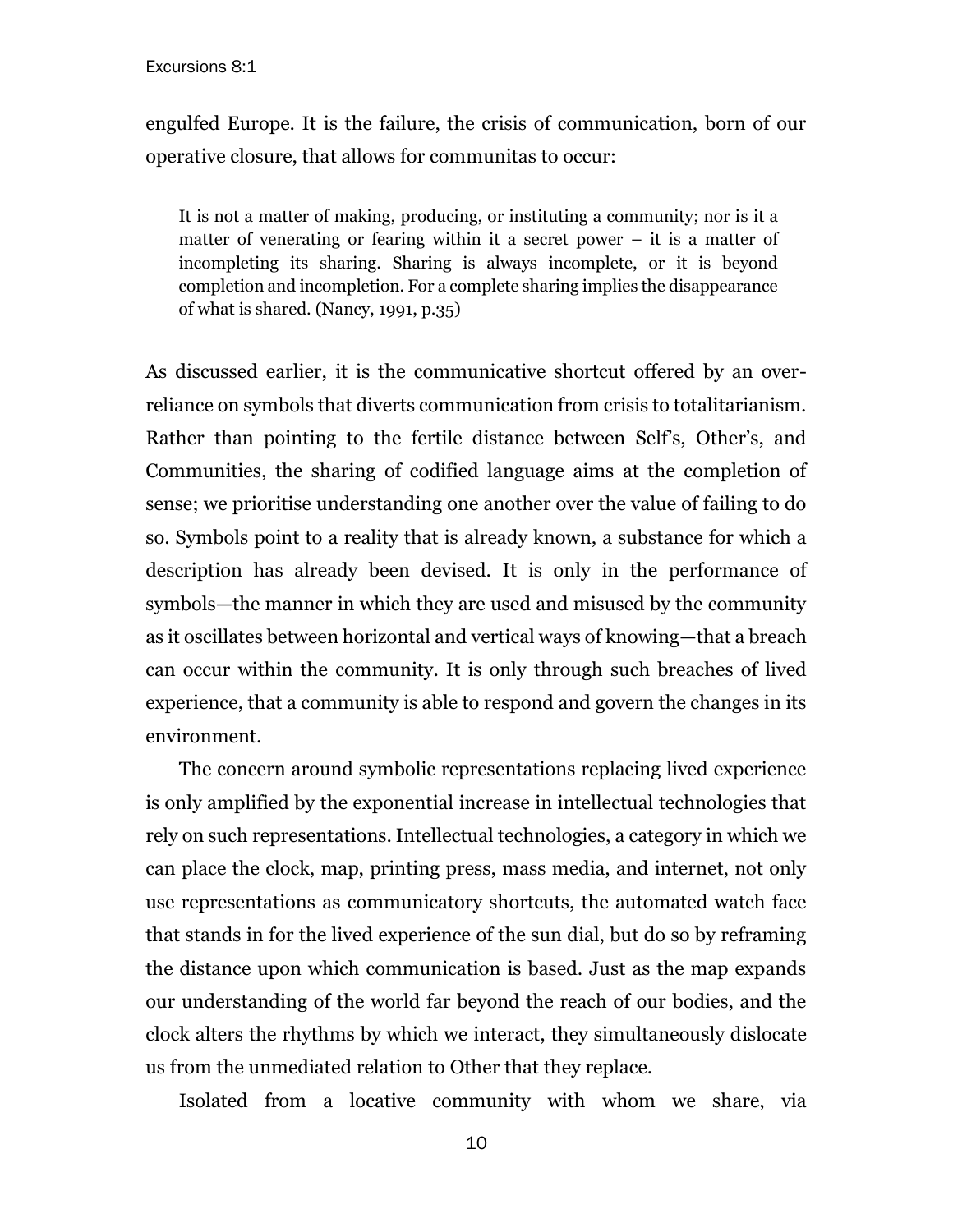engulfed Europe. It is the failure, the crisis of communication, born of our operative closure, that allows for communitas to occur:

> It is not a matter of making, producing, or instituting a community; nor is it a matter of venerating or fearing within it a secret power – it is a matter of incompleting its sharing. Sharing is always incomplete, or it is beyond completion and incompletion. For a complete sharing implies the disappearance of what is shared. (Nancy, 1991, p.35)

As discussed earlier, it is the communicative shortcut offered by an over-reliance on symbols that diverts communication from crisis to totalitarianism. Rather than pointing to the fertile distance between Self's, Other's, and Communities, the sharing of codified language aims at the completion of sense; we prioritise understanding one another over the value of failing to do so. Symbols point to a reality that is already known, a substance for which a description has already been devised. It is only in the performance of symbols—the manner in which they are used and misused by the community as it oscillates between horizontal and vertical ways of knowing—that a breach can occur within the community. It is only through such breaches of lived experience, that a community is able to respond and govern the changes in its environment.

The concern around symbolic representations replacing lived experience is only amplified by the exponential increase in intellectual technologies that rely on such representations. Intellectual technologies, a category in which we can place the clock, map, printing press, mass media, and internet, not only use representations as communicatory shortcuts, the automated watch face that stands in for the lived experience of the sun dial, but do so by reframing the distance upon which communication is based. Just as the map expands our understanding of the world far beyond the reach of our bodies, and the clock alters the rhythms by which we interact, they simultaneously dislocate us from the unmediated relation to Other that they replace.

Isolated from a locative community with whom we share, via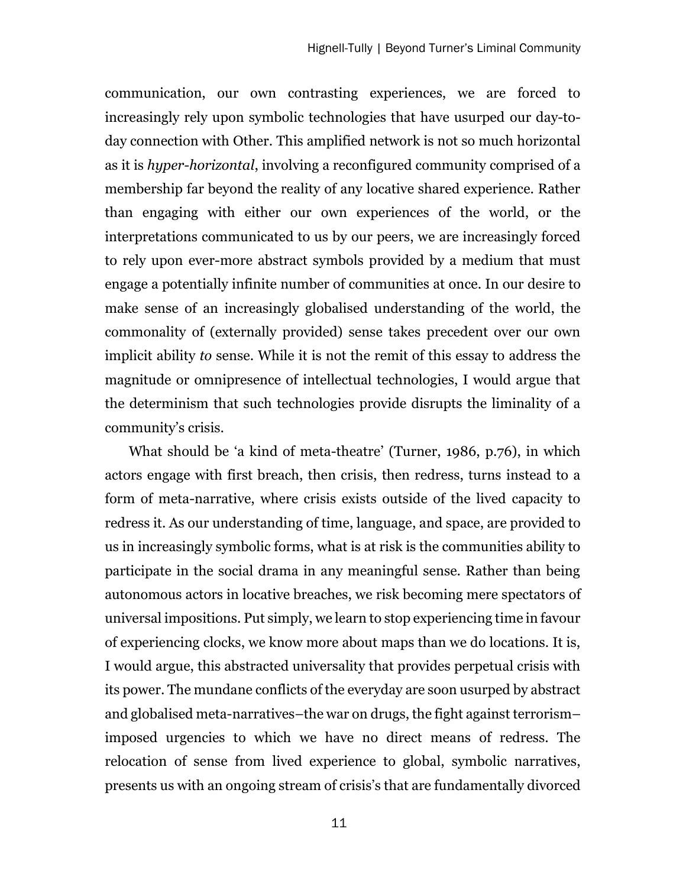communication, our own contrasting experiences, we are forced to increasingly rely upon symbolic technologies that have usurped our day-to-day connection with Other. This amplified network is not so much horizontal as it is *hyper-horizontal*, involving a reconfigured community comprised of a membership far beyond the reality of any locative shared experience. Rather than engaging with either our own experiences of the world, or the interpretations communicated to us by our peers, we are increasingly forced to rely upon ever-more abstract symbols provided by a medium that must engage a potentially infinite number of communities at once. In our desire to make sense of an increasingly globalised understanding of the world, the commonality of (externally provided) sense takes precedent over our own implicit ability *to* sense. While it is not the remit of this essay to address the magnitude or omnipresence of intellectual technologies, I would argue that the determinism that such technologies provide disrupts the liminality of a community's crisis.

What should be 'a kind of meta-theatre' (Turner, 1986, p.76), in which actors engage with first breach, then crisis, then redress, turns instead to a form of meta-narrative, where crisis exists outside of the lived capacity to redress it. As our understanding of time, language, and space, are provided to us in increasingly symbolic forms, what is at risk is the communities ability to participate in the social drama in any meaningful sense. Rather than being autonomous actors in locative breaches, we risk becoming mere spectators of universal impositions. Put simply, we learn to stop experiencing time in favour of experiencing clocks, we know more about maps than we do locations. It is, I would argue, this abstracted universality that provides perpetual crisis with its power. The mundane conflicts of the everyday are soon usurped by abstract and globalised meta-narratives–the war on drugs, the fight against terrorism–imposed urgencies to which we have no direct means of redress. The relocation of sense from lived experience to global, symbolic narratives, presents us with an ongoing stream of crisis's that are fundamentally divorced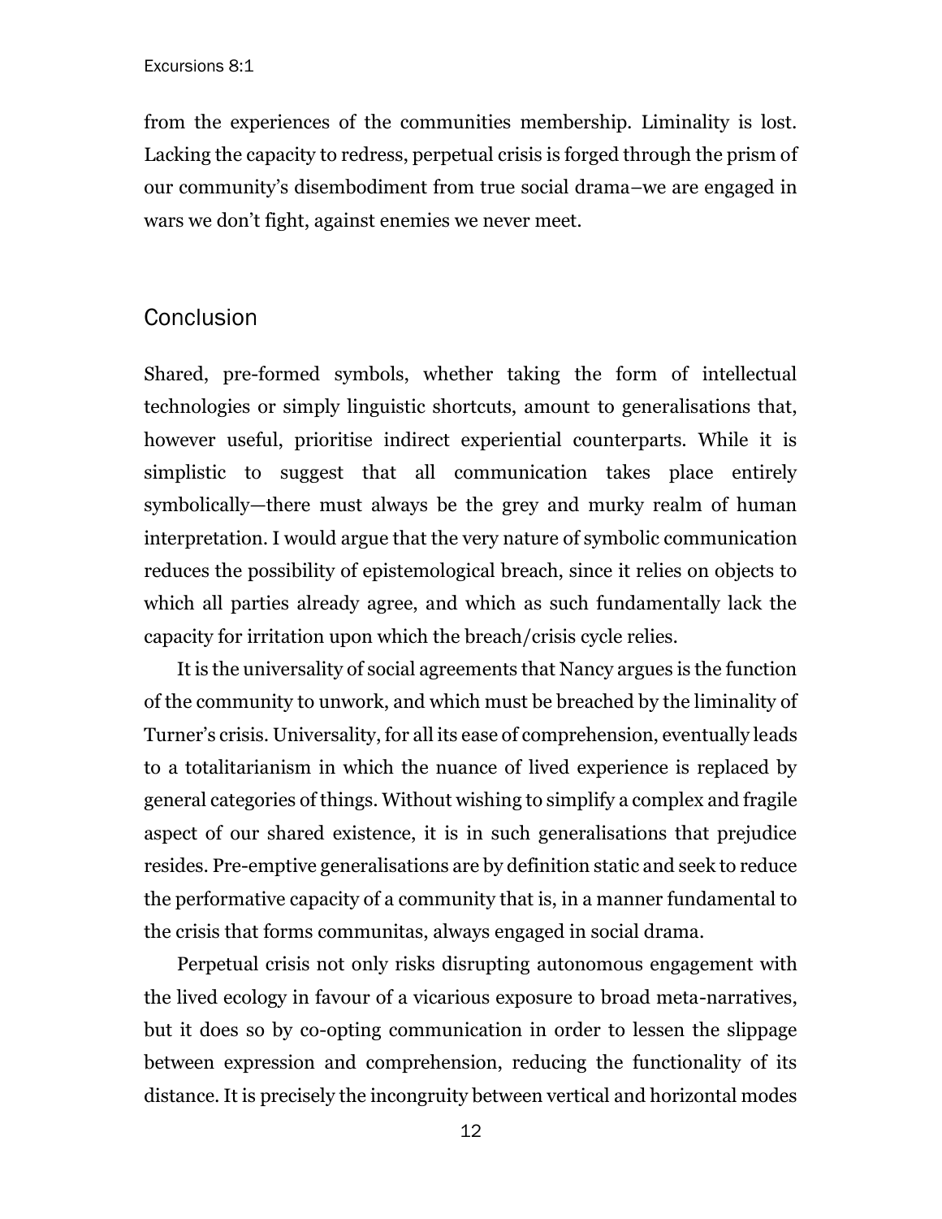from the experiences of the communities membership. Liminality is lost. Lacking the capacity to redress, perpetual crisis is forged through the prism of our community's disembodiment from true social drama–we are engaged in wars we don't fight, against enemies we never meet.

## Conclusion

Shared, pre-formed symbols, whether taking the form of intellectual technologies or simply linguistic shortcuts, amount to generalisations that, however useful, prioritise indirect experiential counterparts. While it is simplistic to suggest that all communication takes place entirely symbolically—there must always be the grey and murky realm of human interpretation. I would argue that the very nature of symbolic communication reduces the possibility of epistemological breach, since it relies on objects to which all parties already agree, and which as such fundamentally lack the capacity for irritation upon which the breach/crisis cycle relies.

It is the universality of social agreements that Nancy argues is the function of the community to unwork, and which must be breached by the liminality of Turner's crisis. Universality, for all its ease of comprehension, eventually leads to a totalitarianism in which the nuance of lived experience is replaced by general categories of things. Without wishing to simplify a complex and fragile aspect of our shared existence, it is in such generalisations that prejudice resides. Pre-emptive generalisations are by definition static and seek to reduce the performative capacity of a community that is, in a manner fundamental to the crisis that forms communitas, always engaged in social drama.

Perpetual crisis not only risks disrupting autonomous engagement with the lived ecology in favour of a vicarious exposure to broad meta-narratives, but it does so by co-opting communication in order to lessen the slippage between expression and comprehension, reducing the functionality of its distance. It is precisely the incongruity between vertical and horizontal modes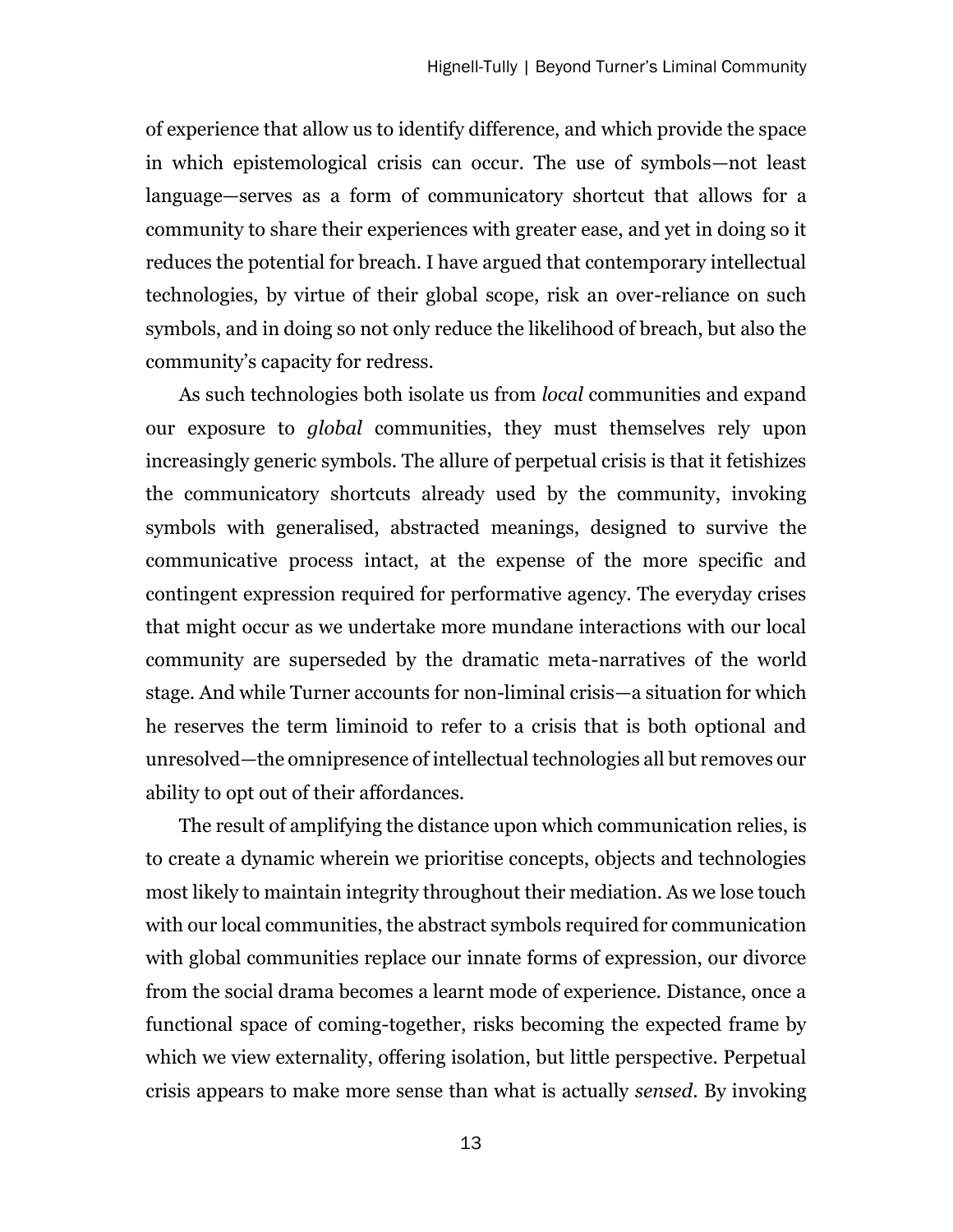of experience that allow us to identify difference, and which provide the space in which epistemological crisis can occur. The use of symbols—not least language—serves as a form of communicatory shortcut that allows for a community to share their experiences with greater ease, and yet in doing so it reduces the potential for breach. I have argued that contemporary intellectual technologies, by virtue of their global scope, risk an over-reliance on such symbols, and in doing so not only reduce the likelihood of breach, but also the community's capacity for redress.

As such technologies both isolate us from *local* communities and expand our exposure to *global* communities, they must themselves rely upon increasingly generic symbols. The allure of perpetual crisis is that it fetishizes the communicatory shortcuts already used by the community, invoking symbols with generalised, abstracted meanings, designed to survive the communicative process intact, at the expense of the more specific and contingent expression required for performative agency. The everyday crises that might occur as we undertake more mundane interactions with our local community are superseded by the dramatic meta-narratives of the world stage. And while Turner accounts for non-liminal crisis—a situation for which he reserves the term liminoid to refer to a crisis that is both optional and unresolved—the omnipresence of intellectual technologies all but removes our ability to opt out of their affordances.

The result of amplifying the distance upon which communication relies, is to create a dynamic wherein we prioritise concepts, objects and technologies most likely to maintain integrity throughout their mediation. As we lose touch with our local communities, the abstract symbols required for communication with global communities replace our innate forms of expression, our divorce from the social drama becomes a learnt mode of experience. Distance, once a functional space of coming-together, risks becoming the expected frame by which we view externality, offering isolation, but little perspective. Perpetual crisis appears to make more sense than what is actually *sensed*. By invoking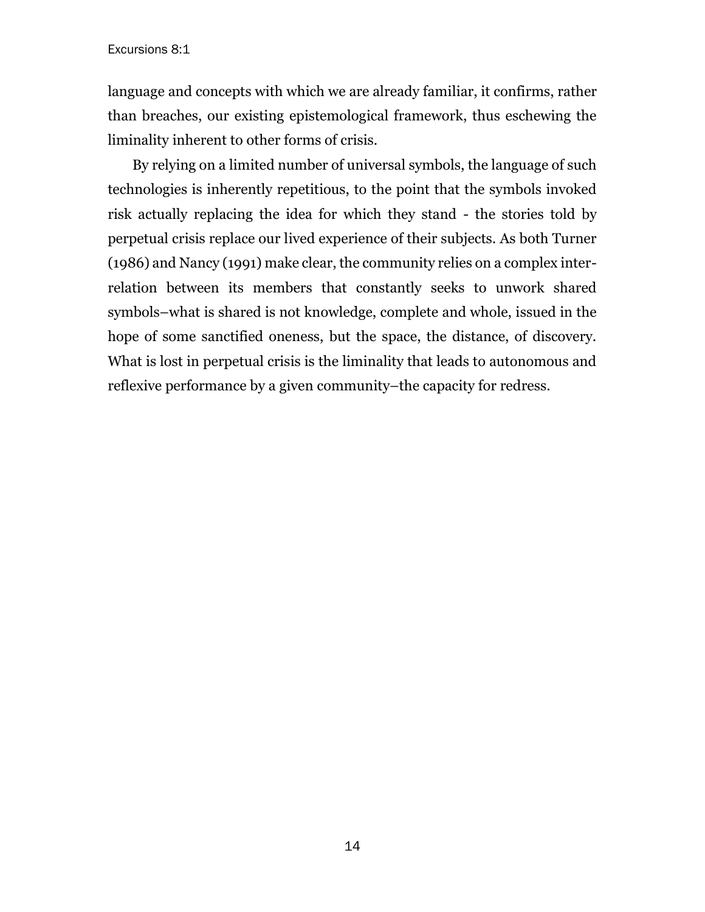language and concepts with which we are already familiar, it confirms, rather than breaches, our existing epistemological framework, thus eschewing the liminality inherent to other forms of crisis.

By relying on a limited number of universal symbols, the language of such technologies is inherently repetitious, to the point that the symbols invoked risk actually replacing the idea for which they stand - the stories told by perpetual crisis replace our lived experience of their subjects. As both Turner (1986) and Nancy (1991) make clear, the community relies on a complex inter-relation between its members that constantly seeks to unwork shared symbols–what is shared is not knowledge, complete and whole, issued in the hope of some sanctified oneness, but the space, the distance, of discovery. What is lost in perpetual crisis is the liminality that leads to autonomous and reflexive performance by a given community–the capacity for redress.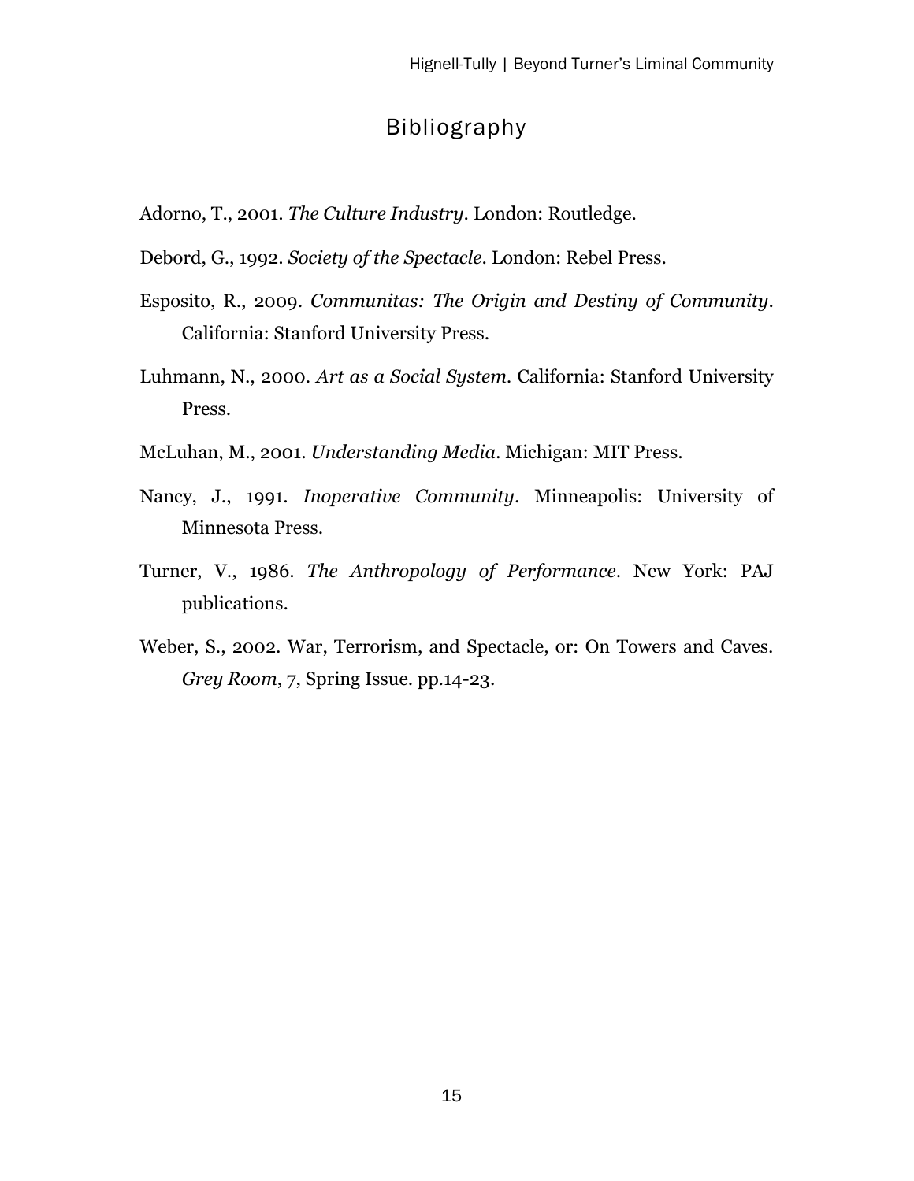# Bibliography

Adorno, T., 2001. *The Culture Industry*. London: Routledge.

Debord, G., 1992. *Society of the Spectacle*. London: Rebel Press.

Esposito, R., 2009. *Communitas: The Origin and Destiny of Community*. California: Stanford University Press.

Luhmann, N., 2000. *Art as a Social System*. California: Stanford University Press.

McLuhan, M., 2001. *Understanding Media*. Michigan: MIT Press.

Nancy, J., 1991. *Inoperative Community*. Minneapolis: University of Minnesota Press.

Turner, V., 1986. *The Anthropology of Performance*. New York: PAJ publications.

Weber, S., 2002. War, Terrorism, and Spectacle, or: On Towers and Caves. *Grey Room*, 7, Spring Issue. pp.14-23.